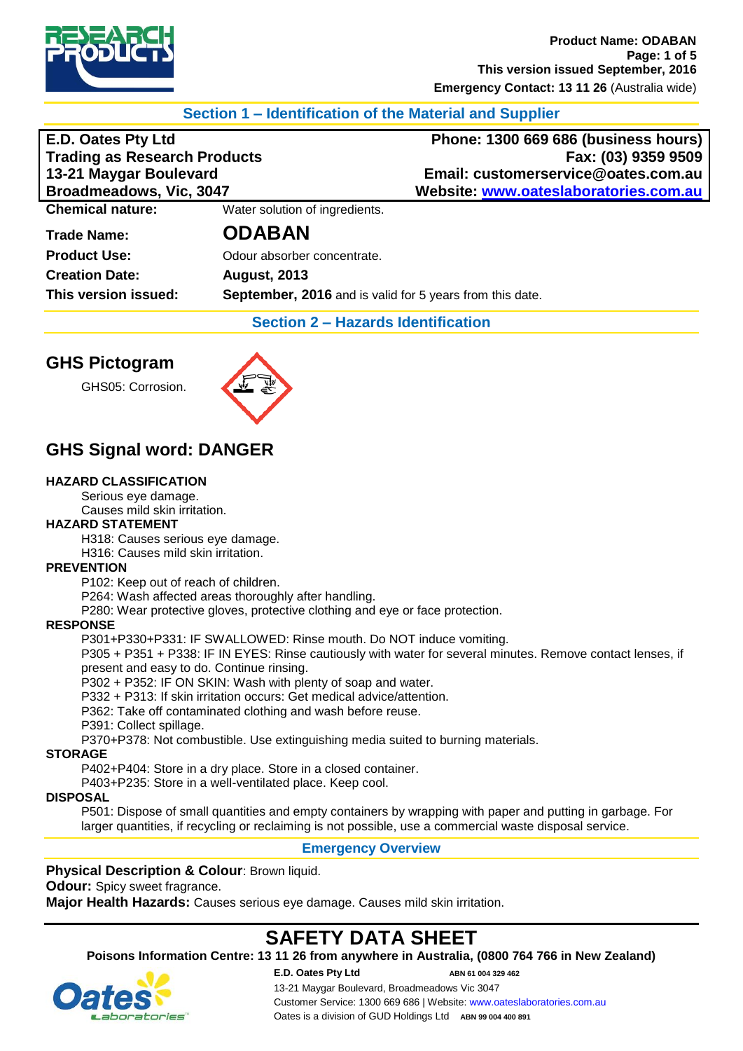## Section 1 – Identification of the Material and Supplier

**E.D. Oates Pty Ltd**
**Trading as Research Products**
**13-21 Maygar Boulevard**
**Broadmeadows, Vic, 3047**

**Phone: 1300 669 686 (business hours)**
**Fax: (03) 9359 9509**
**Email: customerservice@oates.com.au**
**Website: www.oateslaboratories.com.au**

| | |
|---|---|
| **Chemical nature:** | Water solution of ingredients. |
| **Trade Name:** | **ODABAN** |
| **Product Use:** | Odour absorber concentrate. |
| **Creation Date:** | **August, 2013** |
| **This version issued:** | **September, 2016** and is valid for 5 years from this date. |

## Section 2 – Hazards Identification

### GHS Pictogram

GHS05: Corrosion.

### GHS Signal word: DANGER

**HAZARD CLASSIFICATION**

Serious eye damage.
Causes mild skin irritation.

**HAZARD STATEMENT**

H318: Causes serious eye damage.
H316: Causes mild skin irritation.

**PREVENTION**

P102: Keep out of reach of children.
P264: Wash affected areas thoroughly after handling.
P280: Wear protective gloves, protective clothing and eye or face protection.

**RESPONSE**

P301+P330+P331: IF SWALLOWED: Rinse mouth. Do NOT induce vomiting.
P305 + P351 + P338: IF IN EYES: Rinse cautiously with water for several minutes. Remove contact lenses, if present and easy to do. Continue rinsing.
P302 + P352: IF ON SKIN: Wash with plenty of soap and water.
P332 + P313: If skin irritation occurs: Get medical advice/attention.
P362: Take off contaminated clothing and wash before reuse.
P391: Collect spillage.
P370+P378: Not combustible. Use extinguishing media suited to burning materials.

**STORAGE**

P402+P404: Store in a dry place. Store in a closed container.
P403+P235: Store in a well-ventilated place. Keep cool.

**DISPOSAL**

P501: Dispose of small quantities and empty containers by wrapping with paper and putting in garbage. For larger quantities, if recycling or reclaiming is not possible, use a commercial waste disposal service.

### Emergency Overview

**Physical Description & Colour**: Brown liquid.
**Odour:** Spicy sweet fragrance.
**Major Health Hazards:** Causes serious eye damage. Causes mild skin irritation.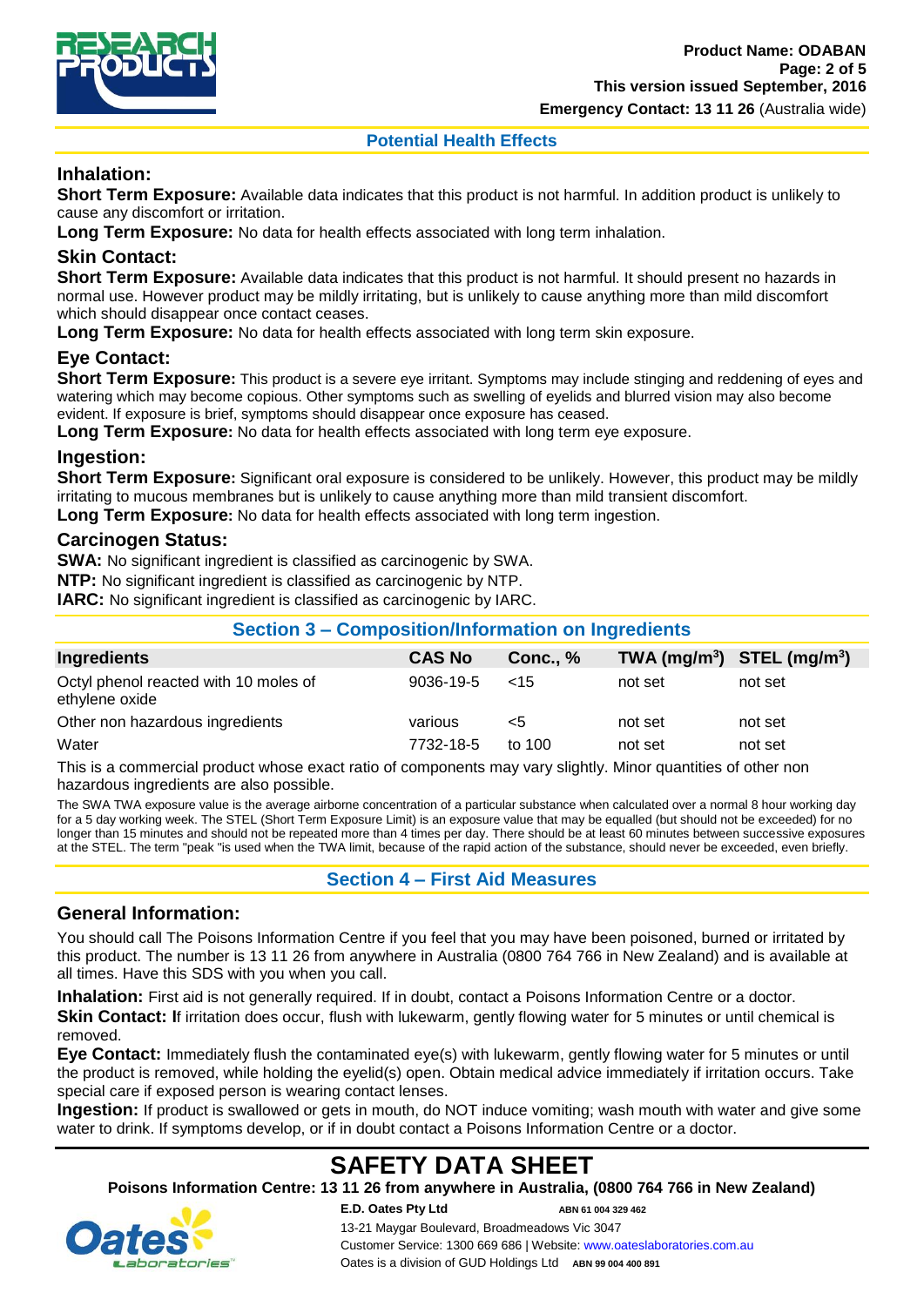## Potential Health Effects

### Inhalation:

**Short Term Exposure:** Available data indicates that this product is not harmful. In addition product is unlikely to cause any discomfort or irritation.

**Long Term Exposure:** No data for health effects associated with long term inhalation.

### Skin Contact:

**Short Term Exposure:** Available data indicates that this product is not harmful. It should present no hazards in normal use. However product may be mildly irritating, but is unlikely to cause anything more than mild discomfort which should disappear once contact ceases.

**Long Term Exposure:** No data for health effects associated with long term skin exposure.

### Eye Contact:

**Short Term Exposure:** This product is a severe eye irritant. Symptoms may include stinging and reddening of eyes and watering which may become copious. Other symptoms such as swelling of eyelids and blurred vision may also become evident. If exposure is brief, symptoms should disappear once exposure has ceased.

**Long Term Exposure:** No data for health effects associated with long term eye exposure.

### Ingestion:

**Short Term Exposure:** Significant oral exposure is considered to be unlikely. However, this product may be mildly irritating to mucous membranes but is unlikely to cause anything more than mild transient discomfort.

**Long Term Exposure:** No data for health effects associated with long term ingestion.

### Carcinogen Status:

**SWA:** No significant ingredient is classified as carcinogenic by SWA.

**NTP:** No significant ingredient is classified as carcinogenic by NTP.

**IARC:** No significant ingredient is classified as carcinogenic by IARC.

## Section 3 – Composition/Information on Ingredients

| Ingredients | CAS No | Conc., % | TWA ($mg/m^3$) | STEL ($mg/m^3$) |
|---|---|---|---|---|
| Octyl phenol reacted with 10 moles of ethylene oxide | 9036-19-5 | <15 | not set | not set |
| Other non hazardous ingredients | various | <5 | not set | not set |
| Water | 7732-18-5 | to 100 | not set | not set |

This is a commercial product whose exact ratio of components may vary slightly. Minor quantities of other non hazardous ingredients are also possible.

The SWA TWA exposure value is the average airborne concentration of a particular substance when calculated over a normal 8 hour working day for a 5 day working week. The STEL (Short Term Exposure Limit) is an exposure value that may be equalled (but should not be exceeded) for no longer than 15 minutes and should not be repeated more than 4 times per day. There should be at least 60 minutes between successive exposures at the STEL. The term "peak "is used when the TWA limit, because of the rapid action of the substance, should never be exceeded, even briefly.

## Section 4 – First Aid Measures

### General Information:

You should call The Poisons Information Centre if you feel that you may have been poisoned, burned or irritated by this product. The number is 13 11 26 from anywhere in Australia (0800 764 766 in New Zealand) and is available at all times. Have this SDS with you when you call.

**Inhalation:** First aid is not generally required. If in doubt, contact a Poisons Information Centre or a doctor.

**Skin Contact:** If irritation does occur, flush with lukewarm, gently flowing water for 5 minutes or until chemical is removed.

**Eye Contact:** Immediately flush the contaminated eye(s) with lukewarm, gently flowing water for 5 minutes or until the product is removed, while holding the eyelid(s) open. Obtain medical advice immediately if irritation occurs. Take special care if exposed person is wearing contact lenses.

**Ingestion:** If product is swallowed or gets in mouth, do NOT induce vomiting; wash mouth with water and give some water to drink. If symptoms develop, or if in doubt contact a Poisons Information Centre or a doctor.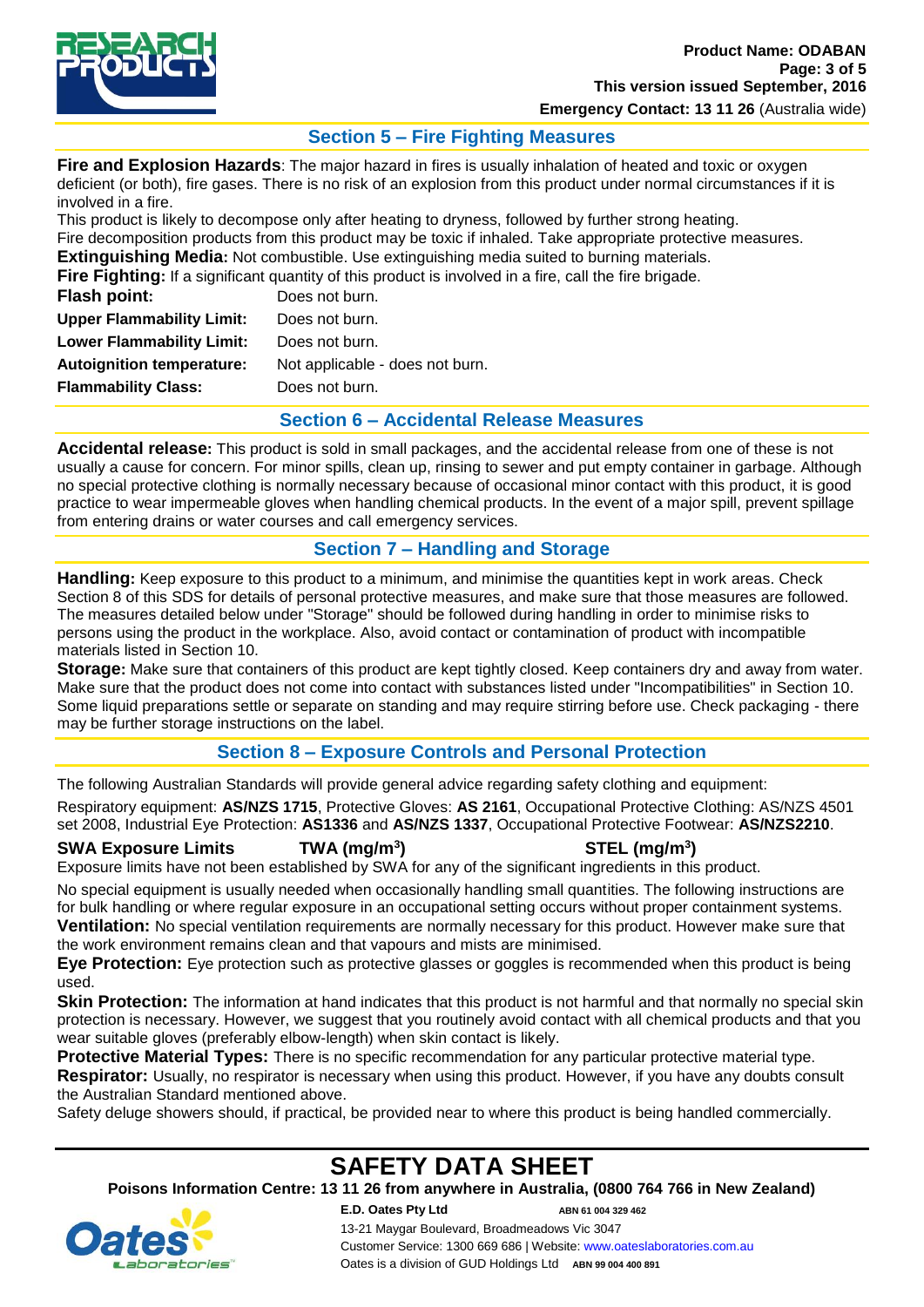## Section 5 – Fire Fighting Measures

**Fire and Explosion Hazards**: The major hazard in fires is usually inhalation of heated and toxic or oxygen deficient (or both), fire gases. There is no risk of an explosion from this product under normal circumstances if it is involved in a fire.

This product is likely to decompose only after heating to dryness, followed by further strong heating.

Fire decomposition products from this product may be toxic if inhaled. Take appropriate protective measures.

**Extinguishing Media:** Not combustible. Use extinguishing media suited to burning materials.

**Fire Fighting:** If a significant quantity of this product is involved in a fire, call the fire brigade.

| | |
|---|---|
| **Flash point:** | Does not burn. |
| **Upper Flammability Limit:** | Does not burn. |
| **Lower Flammability Limit:** | Does not burn. |
| **Autoignition temperature:** | Not applicable - does not burn. |
| **Flammability Class:** | Does not burn. |

## Section 6 – Accidental Release Measures

**Accidental release:** This product is sold in small packages, and the accidental release from one of these is not usually a cause for concern. For minor spills, clean up, rinsing to sewer and put empty container in garbage. Although no special protective clothing is normally necessary because of occasional minor contact with this product, it is good practice to wear impermeable gloves when handling chemical products. In the event of a major spill, prevent spillage from entering drains or water courses and call emergency services.

## Section 7 – Handling and Storage

**Handling:** Keep exposure to this product to a minimum, and minimise the quantities kept in work areas. Check Section 8 of this SDS for details of personal protective measures, and make sure that those measures are followed. The measures detailed below under "Storage" should be followed during handling in order to minimise risks to persons using the product in the workplace. Also, avoid contact or contamination of product with incompatible materials listed in Section 10.

**Storage:** Make sure that containers of this product are kept tightly closed. Keep containers dry and away from water. Make sure that the product does not come into contact with substances listed under "Incompatibilities" in Section 10. Some liquid preparations settle or separate on standing and may require stirring before use. Check packaging - there may be further storage instructions on the label.

## Section 8 – Exposure Controls and Personal Protection

The following Australian Standards will provide general advice regarding safety clothing and equipment:

Respiratory equipment: **AS/NZS 1715**, Protective Gloves: **AS 2161**, Occupational Protective Clothing: AS/NZS 4501 set 2008, Industrial Eye Protection: **AS1336** and **AS/NZS 1337**, Occupational Protective Footwear: **AS/NZS2210**.

| **SWA Exposure Limits** | **TWA (mg/m$^3$)** | **STEL (mg/m$^3$)** |
|---|---|---|

Exposure limits have not been established by SWA for any of the significant ingredients in this product.

No special equipment is usually needed when occasionally handling small quantities. The following instructions are for bulk handling or where regular exposure in an occupational setting occurs without proper containment systems.

**Ventilation:** No special ventilation requirements are normally necessary for this product. However make sure that the work environment remains clean and that vapours and mists are minimised.

**Eye Protection:** Eye protection such as protective glasses or goggles is recommended when this product is being used.

**Skin Protection:** The information at hand indicates that this product is not harmful and that normally no special skin protection is necessary. However, we suggest that you routinely avoid contact with all chemical products and that you wear suitable gloves (preferably elbow-length) when skin contact is likely.

**Protective Material Types:** There is no specific recommendation for any particular protective material type.

**Respirator:** Usually, no respirator is necessary when using this product. However, if you have any doubts consult the Australian Standard mentioned above.

Safety deluge showers should, if practical, be provided near to where this product is being handled commercially.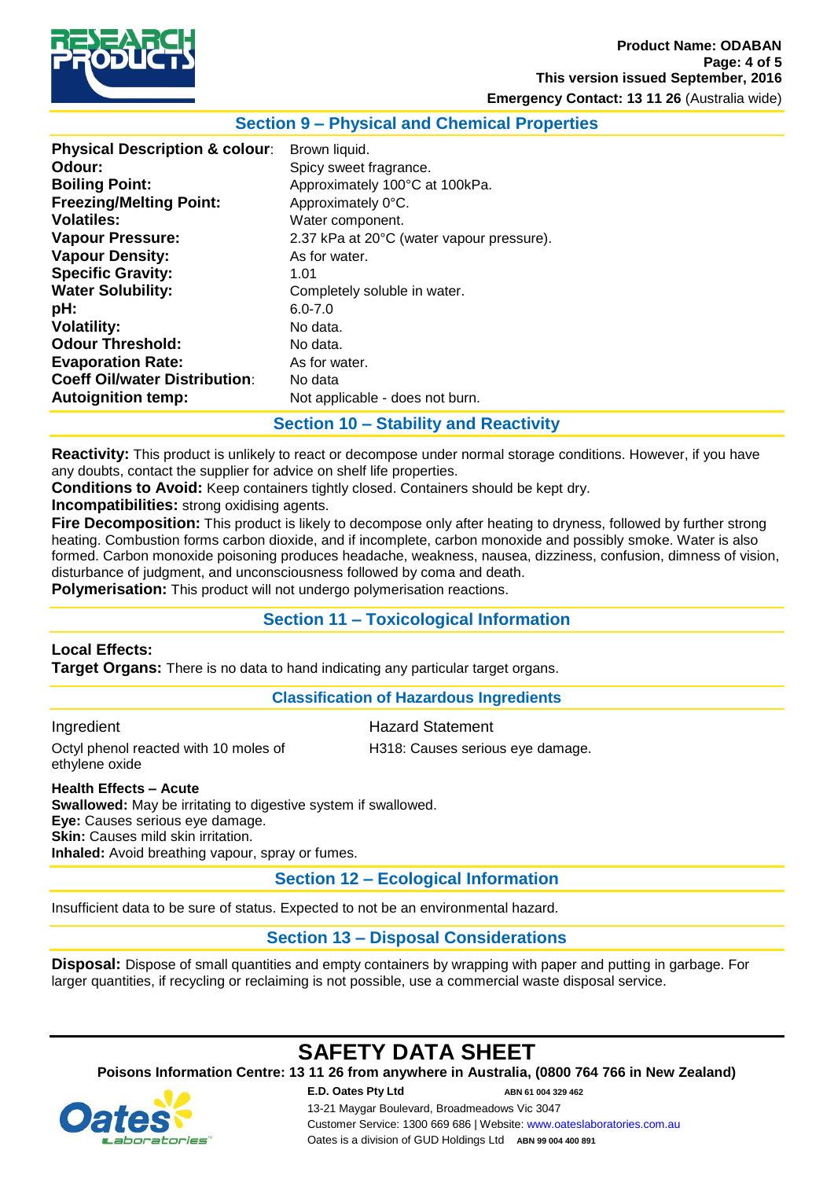## Section 9 – Physical and Chemical Properties

| | |
|---|---|
| **Physical Description & colour**: | Brown liquid. |
| **Odour:** | Spicy sweet fragrance. |
| **Boiling Point:** | Approximately 100°C at 100kPa. |
| **Freezing/Melting Point:** | Approximately 0°C. |
| **Volatiles:** | Water component. |
| **Vapour Pressure:** | 2.37 kPa at 20°C (water vapour pressure). |
| **Vapour Density:** | As for water. |
| **Specific Gravity:** | 1.01 |
| **Water Solubility:** | Completely soluble in water. |
| **pH:** | 6.0-7.0 |
| **Volatility:** | No data. |
| **Odour Threshold:** | No data. |
| **Evaporation Rate:** | As for water. |
| **Coeff Oil/water Distribution**: | No data |
| **Autoignition temp:** | Not applicable - does not burn. |

## Section 10 – Stability and Reactivity

**Reactivity:** This product is unlikely to react or decompose under normal storage conditions. However, if you have any doubts, contact the supplier for advice on shelf life properties.

**Conditions to Avoid:** Keep containers tightly closed. Containers should be kept dry.

**Incompatibilities:** strong oxidising agents.

**Fire Decomposition:** This product is likely to decompose only after heating to dryness, followed by further strong heating. Combustion forms carbon dioxide, and if incomplete, carbon monoxide and possibly smoke. Water is also formed. Carbon monoxide poisoning produces headache, weakness, nausea, dizziness, confusion, dimness of vision, disturbance of judgment, and unconsciousness followed by coma and death.

**Polymerisation:** This product will not undergo polymerisation reactions.

## Section 11 – Toxicological Information

**Local Effects:**

**Target Organs:** There is no data to hand indicating any particular target organs.

### Classification of Hazardous Ingredients

| Ingredient | Hazard Statement |
|---|---|
| Octyl phenol reacted with 10 moles of ethylene oxide | H318: Causes serious eye damage. |

**Health Effects – Acute**

**Swallowed:** May be irritating to digestive system if swallowed.

**Eye:** Causes serious eye damage.

**Skin:** Causes mild skin irritation.

**Inhaled:** Avoid breathing vapour, spray or fumes.

## Section 12 – Ecological Information

Insufficient data to be sure of status. Expected to not be an environmental hazard.

## Section 13 – Disposal Considerations

**Disposal:** Dispose of small quantities and empty containers by wrapping with paper and putting in garbage. For larger quantities, if recycling or reclaiming is not possible, use a commercial waste disposal service.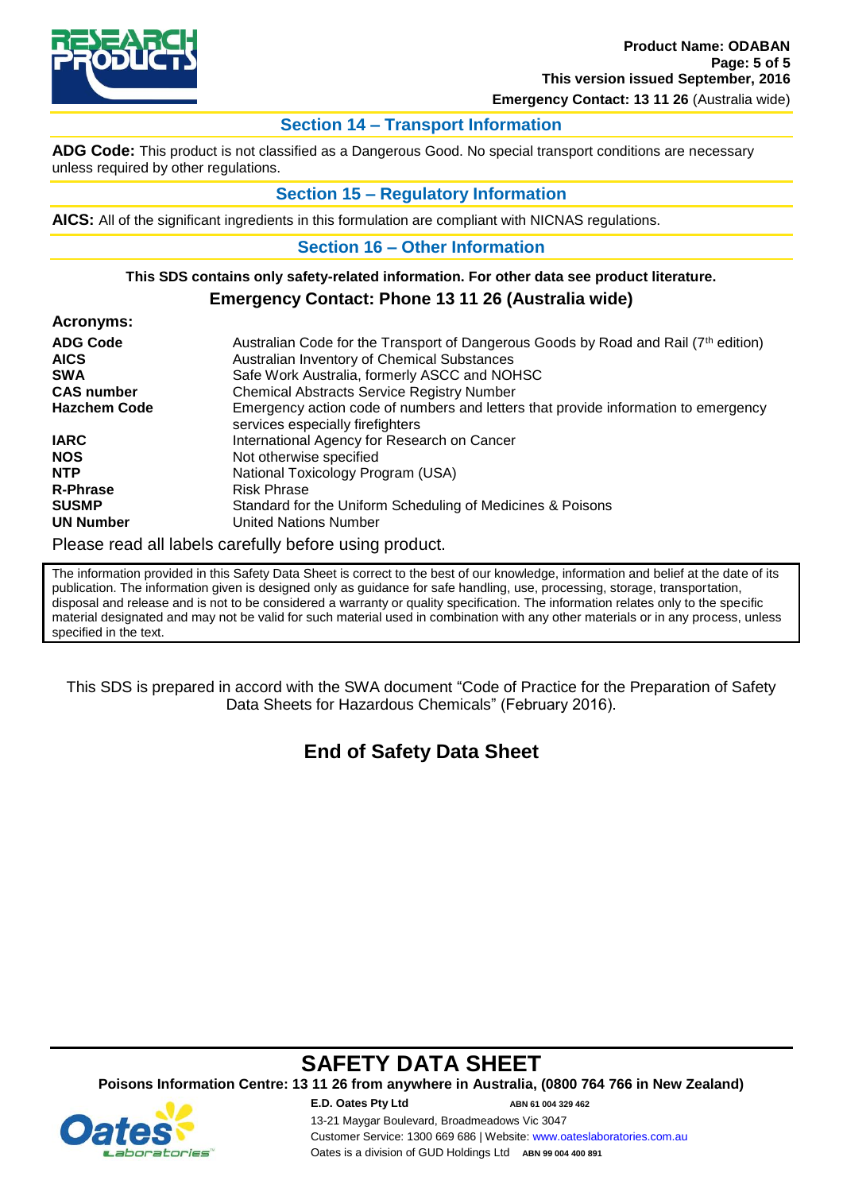## Section 14 – Transport Information

**ADG Code:** This product is not classified as a Dangerous Good. No special transport conditions are necessary unless required by other regulations.

## Section 15 – Regulatory Information

**AICS:** All of the significant ingredients in this formulation are compliant with NICNAS regulations.

## Section 16 – Other Information

**This SDS contains only safety-related information. For other data see product literature.**

**Emergency Contact: Phone 13 11 26 (Australia wide)**

**Acronyms:**

| | |
|---|---|
| **ADG Code** | Australian Code for the Transport of Dangerous Goods by Road and Rail (7th edition) |
| **AICS** | Australian Inventory of Chemical Substances |
| **SWA** | Safe Work Australia, formerly ASCC and NOHSC |
| **CAS number** | Chemical Abstracts Service Registry Number |
| **Hazchem Code** | Emergency action code of numbers and letters that provide information to emergency services especially firefighters |
| **IARC** | International Agency for Research on Cancer |
| **NOS** | Not otherwise specified |
| **NTP** | National Toxicology Program (USA) |
| **R-Phrase** | Risk Phrase |
| **SUSMP** | Standard for the Uniform Scheduling of Medicines & Poisons |
| **UN Number** | United Nations Number |

Please read all labels carefully before using product.

The information provided in this Safety Data Sheet is correct to the best of our knowledge, information and belief at the date of its publication. The information given is designed only as guidance for safe handling, use, processing, storage, transportation, disposal and release and is not to be considered a warranty or quality specification. The information relates only to the specific material designated and may not be valid for such material used in combination with any other materials or in any process, unless specified in the text.

This SDS is prepared in accord with the SWA document "Code of Practice for the Preparation of Safety Data Sheets for Hazardous Chemicals" (February 2016).

## End of Safety Data Sheet